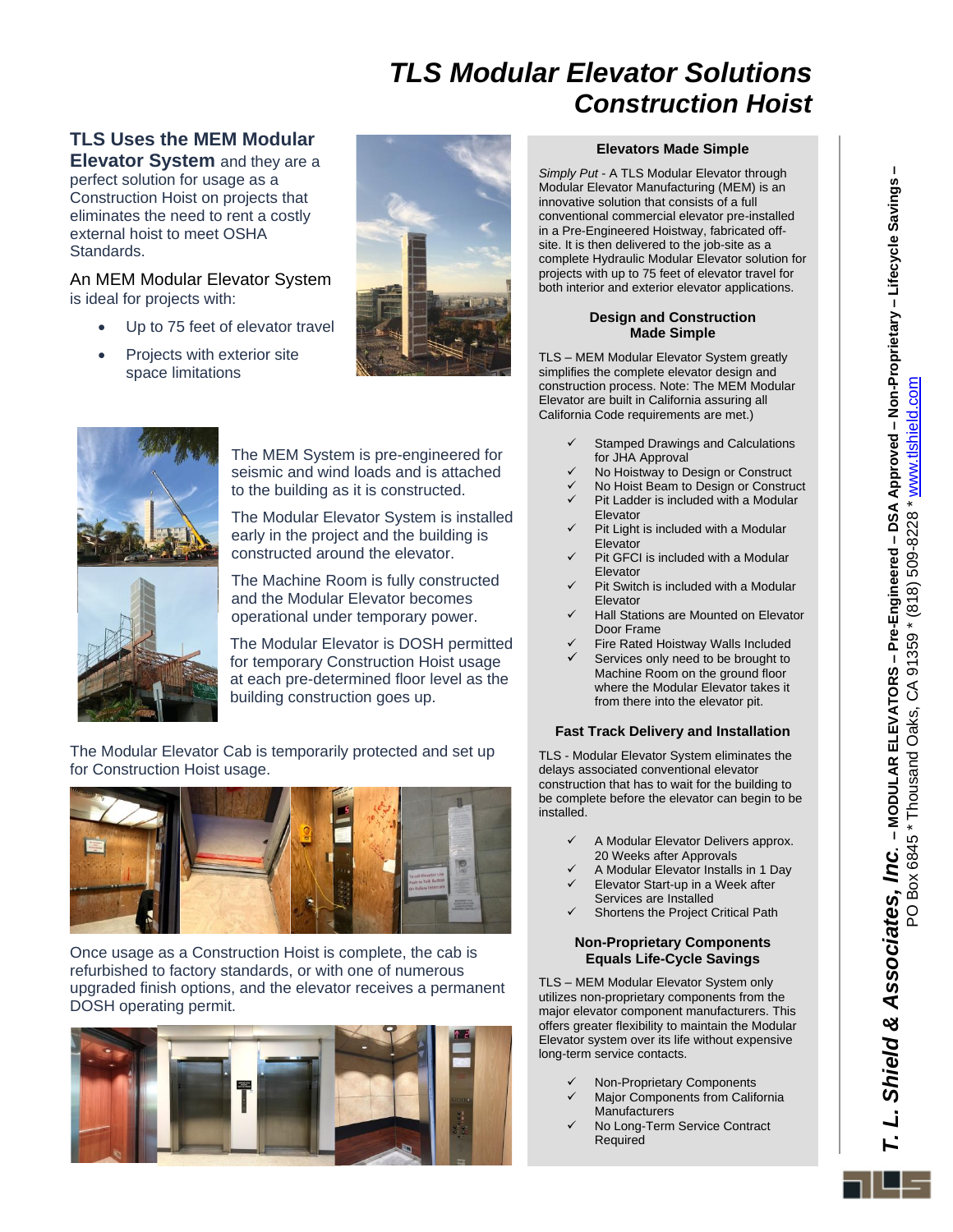# TLS Modular Elevator Solutions
# Construction Hoist

**TLS Uses the MEM Modular Elevator System** and they are a perfect solution for usage as a Construction Hoist on projects that eliminates the need to rent a costly external hoist to meet OSHA Standards.

An MEM Modular Elevator System is ideal for projects with:

- Up to 75 feet of elevator travel
- Projects with exterior site space limitations

The MEM System is pre-engineered for seismic and wind loads and is attached to the building as it is constructed.

The Modular Elevator System is installed early in the project and the building is constructed around the elevator.

The Machine Room is fully constructed and the Modular Elevator becomes operational under temporary power.

The Modular Elevator is DOSH permitted for temporary Construction Hoist usage at each pre-determined floor level as the building construction goes up.

The Modular Elevator Cab is temporarily protected and set up for Construction Hoist usage.

Once usage as a Construction Hoist is complete, the cab is refurbished to factory standards, or with one of numerous upgraded finish options, and the elevator receives a permanent DOSH operating permit.

### Elevators Made Simple

*Simply Put* - A TLS Modular Elevator through Modular Elevator Manufacturing (MEM) is an innovative solution that consists of a full conventional commercial elevator pre-installed in a Pre-Engineered Hoistway, fabricated off-site. It is then delivered to the job-site as a complete Hydraulic Modular Elevator solution for projects with up to 75 feet of elevator travel for both interior and exterior elevator applications.

### Design and Construction Made Simple

TLS – MEM Modular Elevator System greatly simplifies the complete elevator design and construction process. Note: The MEM Modular Elevator are built in California assuring all California Code requirements are met.)

- ✓ Stamped Drawings and Calculations for JHA Approval
- ✓ No Hoistway to Design or Construct
- ✓ No Hoist Beam to Design or Construct
- ✓ Pit Ladder is included with a Modular Elevator
- ✓ Pit Light is included with a Modular Elevator
- ✓ Pit GFCI is included with a Modular Elevator
- ✓ Pit Switch is included with a Modular Elevator
- ✓ Hall Stations are Mounted on Elevator Door Frame
- ✓ Fire Rated Hoistway Walls Included
- ✓ Services only need to be brought to Machine Room on the ground floor where the Modular Elevator takes it from there into the elevator pit.

### Fast Track Delivery and Installation

TLS - Modular Elevator System eliminates the delays associated conventional elevator construction that has to wait for the building to be complete before the elevator can begin to be installed.

- ✓ A Modular Elevator Delivers approx. 20 Weeks after Approvals
- ✓ A Modular Elevator Installs in 1 Day
- ✓ Elevator Start-up in a Week after Services are Installed
- ✓ Shortens the Project Critical Path

### Non-Proprietary Components Equals Life-Cycle Savings

TLS – MEM Modular Elevator System only utilizes non-proprietary components from the major elevator component manufacturers. This offers greater flexibility to maintain the Modular Elevator system over its life without expensive long-term service contacts.

- ✓ Non-Proprietary Components
- ✓ Major Components from California Manufacturers
- ✓ No Long-Term Service Contract Required

***T. L. Shield & Associates, Inc.*** – **MODULAR ELEVATORS – Pre-Engineered – DSA Approved – Non-Proprietary – Lifecycle Savings –**
PO Box 6845 * Thousand Oaks, CA 91359 * (818) 509-8228 * www.tlshield.com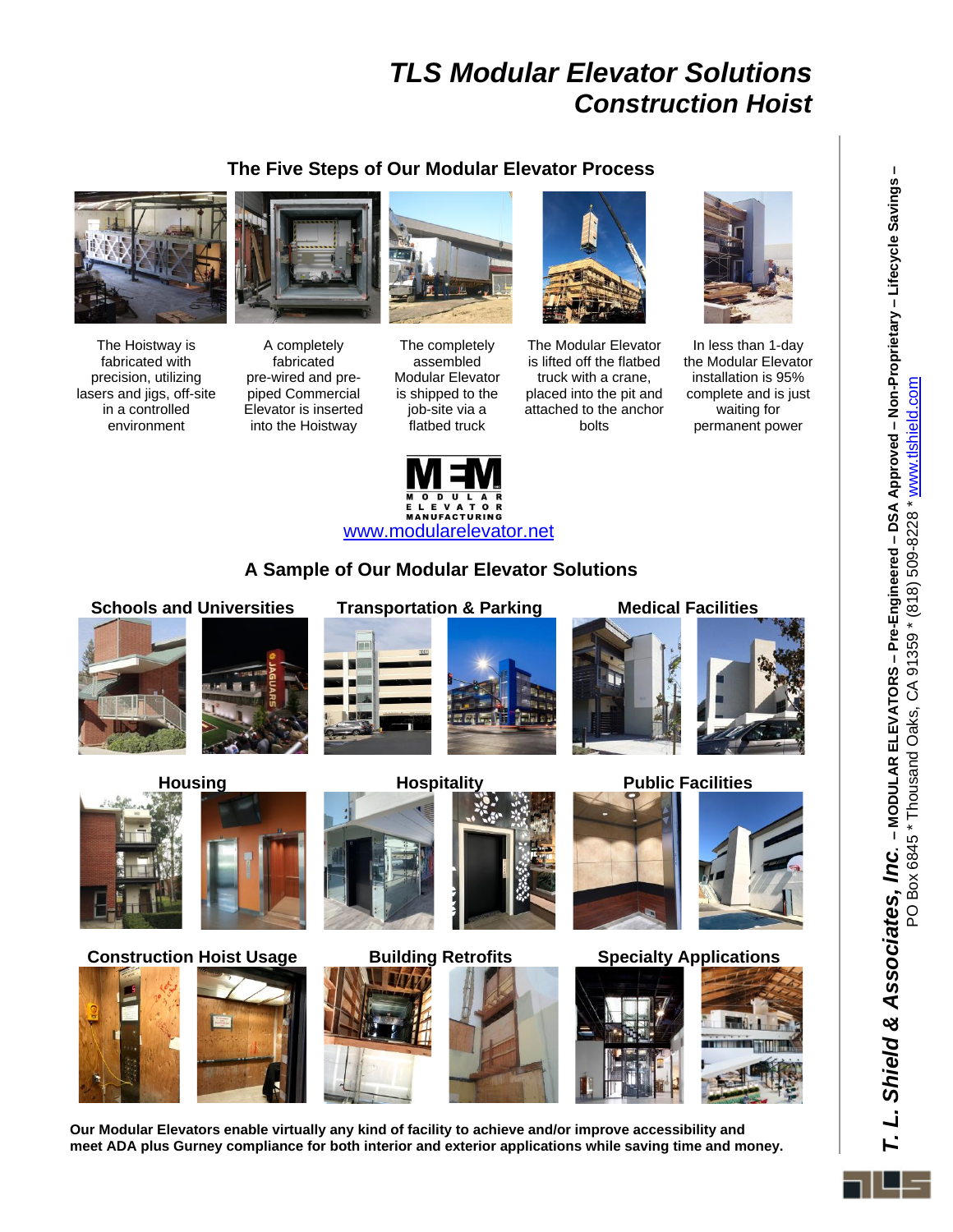# *TLS Modular Elevator Solutions*
# *Construction Hoist*

## The Five Steps of Our Modular Elevator Process

The Hoistway is fabricated with precision, utilizing lasers and jigs, off-site in a controlled environment

A completely fabricated pre-wired and pre-piped Commercial Elevator is inserted into the Hoistway

The completely assembled Modular Elevator is shipped to the job-site via a flatbed truck

The Modular Elevator is lifted off the flatbed truck with a crane, placed into the pit and attached to the anchor bolts

In less than 1-day the Modular Elevator installation is 95% complete and is just waiting for permanent power

MEM
MODULAR ELEVATOR MANUFACTURING
www.modularelevator.net

## A Sample of Our Modular Elevator Solutions

**Schools and Universities**

**Transportation & Parking**

**Medical Facilities**

**Housing**

**Hospitality**

**Public Facilities**

**Construction Hoist Usage**

**Building Retrofits**

**Specialty Applications**

**Our Modular Elevators enable virtually any kind of facility to achieve and/or improve accessibility and meet ADA plus Gurney compliance for both interior and exterior applications while saving time and money.**

***T. L. Shield & Associates, Inc.*** – **MODULAR ELEVATORS – Pre-Engineered – DSA Approved – Non-Proprietary – Lifecycle Savings –**
PO Box 6845 * Thousand Oaks, CA 91359 * (818) 509-8228 * www.tlshield.com